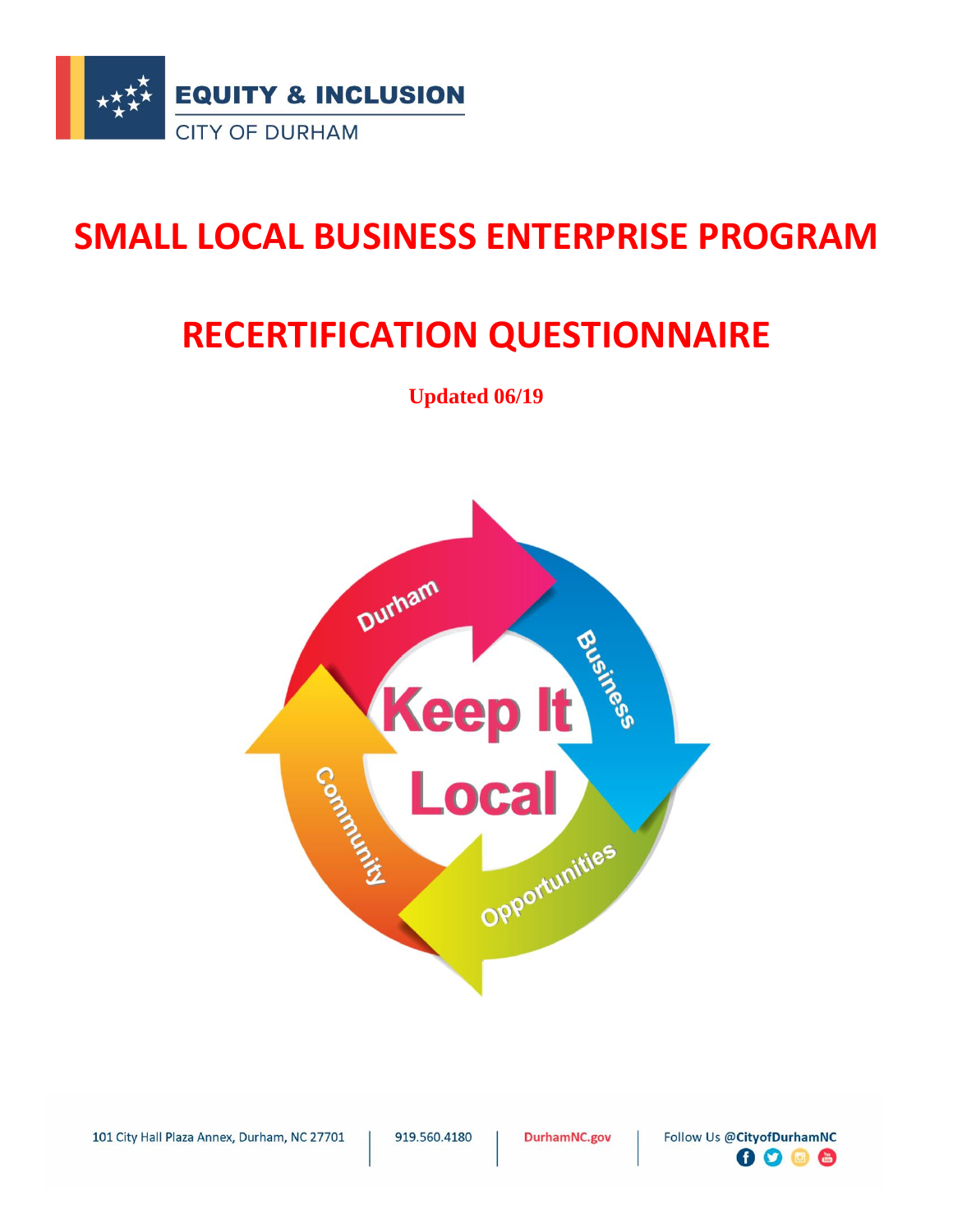EQUITY & INCLUSION

CITY OF DURHAM

# SMALL LOCAL BUSINESS ENTERPRISE PROGRAM

# RECERTIFICATION QUESTIONNAIRE

**Updated 06/19**

101 City Hall Plaza Annex, Durham, NC 27701 | 919.560.4180 | DurhamNC.gov | Follow Us @CityofDurhamNC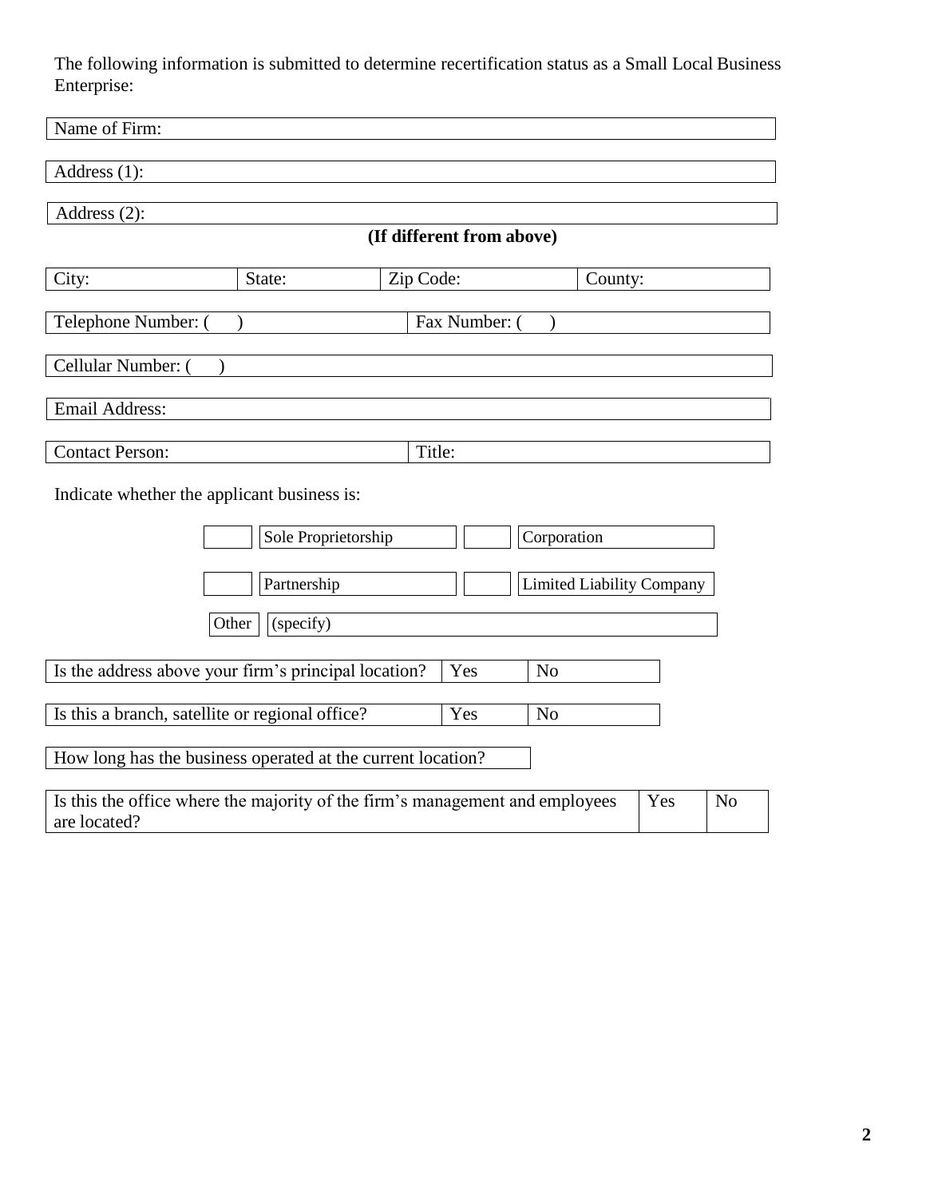The following information is submitted to determine recertification status as a Small Local Business Enterprise:

| Name of Firm: |
|---|

| Address (1): |
|---|

| Address (2): |
|---|

**(If different from above)**

| City: | State: | Zip Code: | County: |
|---|---|---|---|

| Telephone Number: (     ) | Fax Number: (     ) |
|---|---|

| Cellular Number: (     ) |
|---|

| Email Address: |
|---|

| Contact Person: | Title: |
|---|---|

Indicate whether the applicant business is:

| | | | |
|---|---|---|---|
| | Sole Proprietorship | | Corporation |
| | Partnership | | Limited Liability Company |
| Other | (specify) | | |

| Is the address above your firm's principal location? | Yes | No |
|---|---|---|

| Is this a branch, satellite or regional office? | Yes | No |
|---|---|---|

| How long has the business operated at the current location? |
|---|

| Is this the office where the majority of the firm's management and employees are located? | Yes | No |
|---|---|---|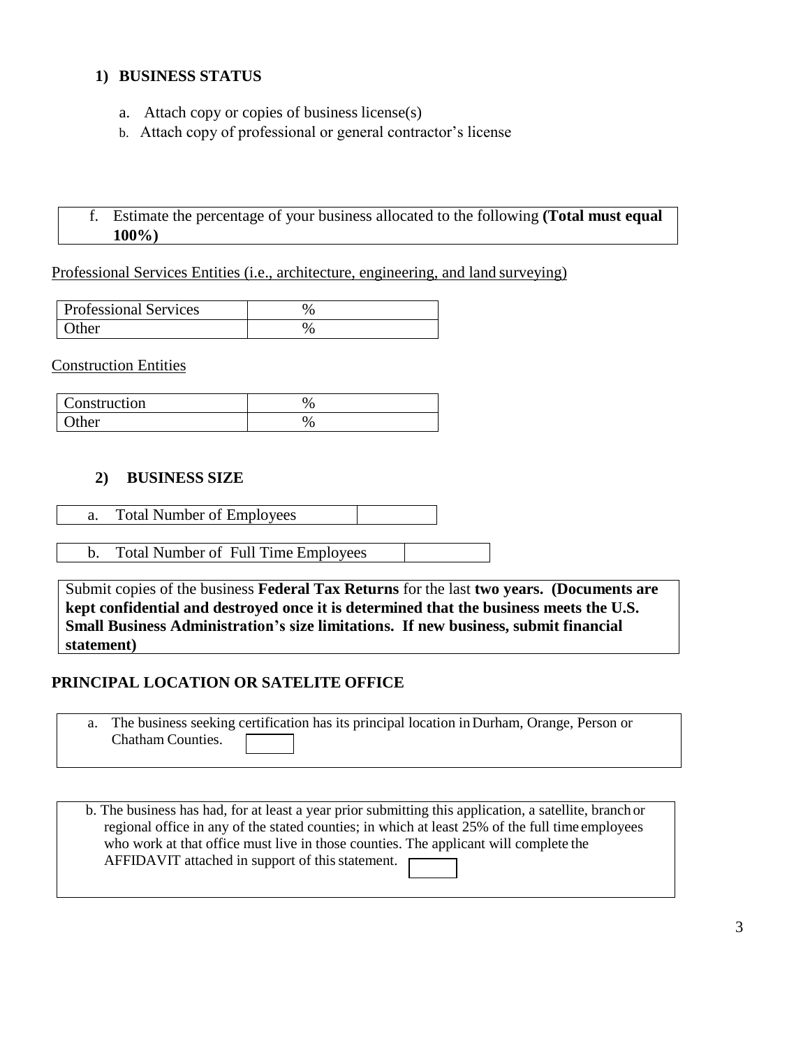## 1) BUSINESS STATUS

a. Attach copy or copies of business license(s)
b. Attach copy of professional or general contractor's license

f. Estimate the percentage of your business allocated to the following **(Total must equal 100%)**

Professional Services Entities (i.e., architecture, engineering, and land surveying)

| Professional Services | % |
|---|---|
| Other | % |

Construction Entities

| Construction | % |
|---|---|
| Other | % |

## 2) BUSINESS SIZE

| a. Total Number of Employees | |
|---|---|

| b. Total Number of Full Time Employees | |
|---|---|

Submit copies of the business **Federal Tax Returns** for the last **two years. (Documents are kept confidential and destroyed once it is determined that the business meets the U.S. Small Business Administration's size limitations. If new business, submit financial statement)**

## PRINCIPAL LOCATION OR SATELITE OFFICE

a. The business seeking certification has its principal location in Durham, Orange, Person or Chatham Counties. ☐

b. The business has had, for at least a year prior submitting this application, a satellite, branch or regional office in any of the stated counties; in which at least 25% of the full time employees who work at that office must live in those counties. The applicant will complete the AFFIDAVIT attached in support of this statement. ☐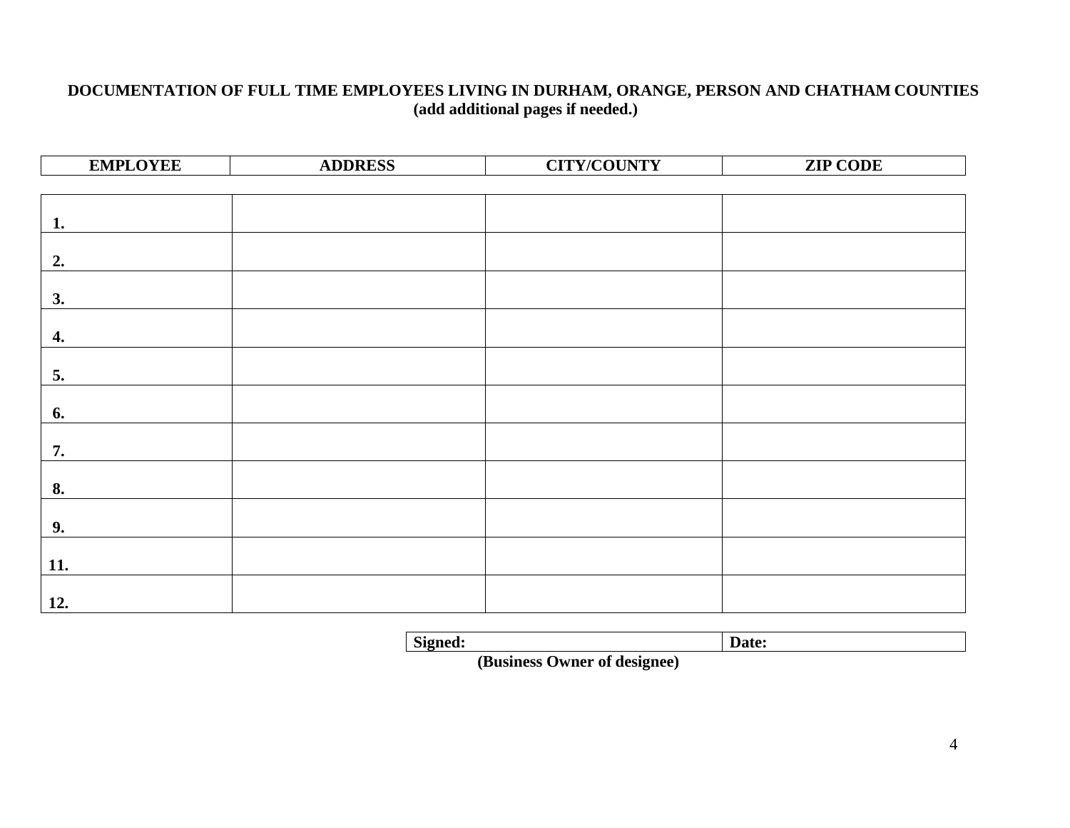**DOCUMENTATION OF FULL TIME EMPLOYEES LIVING IN DURHAM, ORANGE, PERSON AND CHATHAM COUNTIES**
**(add additional pages if needed.)**

| EMPLOYEE | ADDRESS | CITY/COUNTY | ZIP CODE |
|---|---|---|---|
| 1. | | | |
| 2. | | | |
| 3. | | | |
| 4. | | | |
| 5. | | | |
| 6. | | | |
| 7. | | | |
| 8. | | | |
| 9. | | | |
| 11. | | | |
| 12. | | | |

| Signed: | Date: |
|---|---|

**(Business Owner of designee)**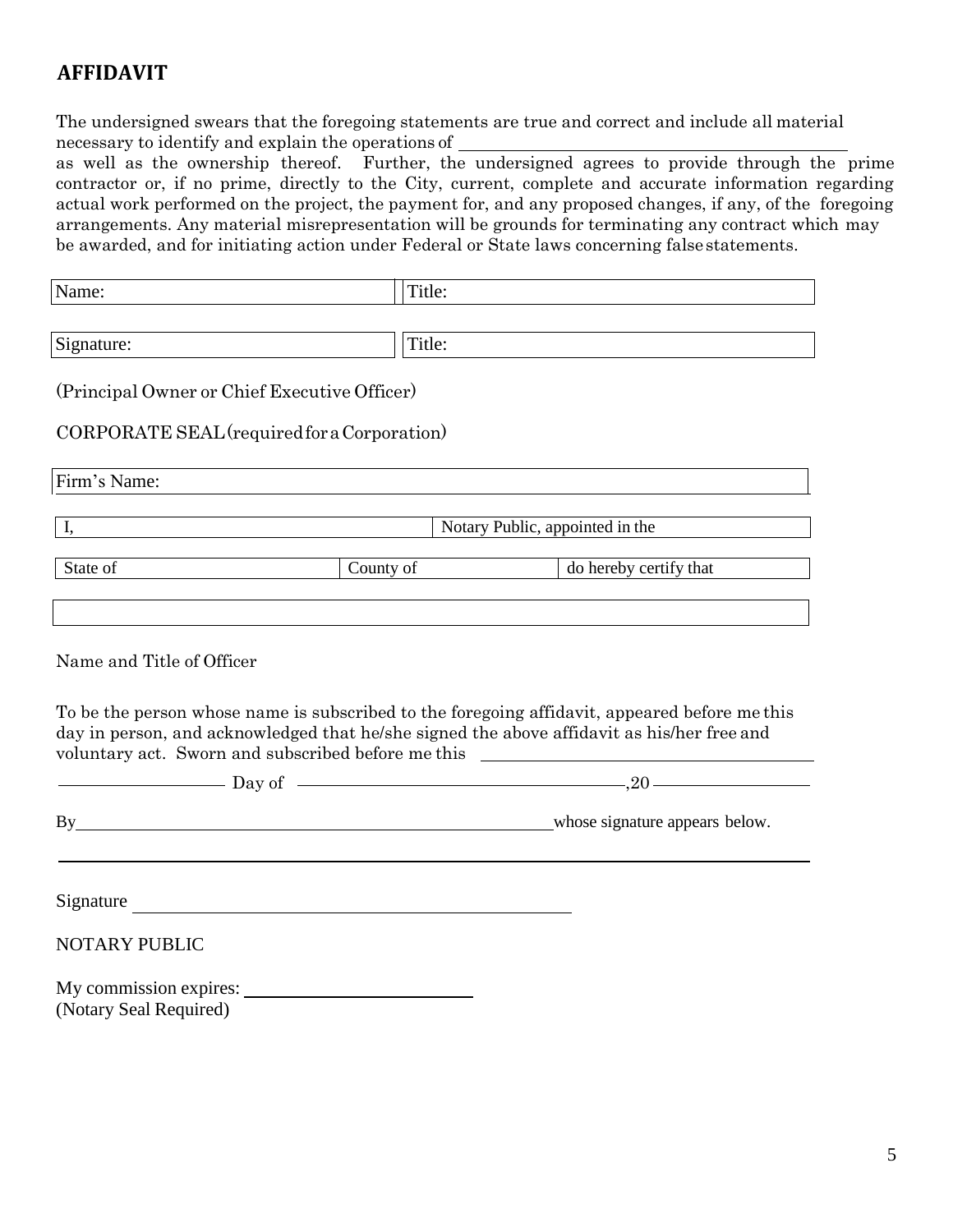## AFFIDAVIT

The undersigned swears that the foregoing statements are true and correct and include all material necessary to identify and explain the operations of \_\_\_\_\_\_\_\_\_\_\_\_\_\_\_\_\_\_\_\_\_\_\_\_\_\_\_\_\_\_\_\_\_\_\_\_\_\_\_\_ as well as the ownership thereof. Further, the undersigned agrees to provide through the prime contractor or, if no prime, directly to the City, current, complete and accurate information regarding actual work performed on the project, the payment for, and any proposed changes, if any, of the foregoing arrangements. Any material misrepresentation will be grounds for terminating any contract which may be awarded, and for initiating action under Federal or State laws concerning false statements.

| | |
|---|---|
| Name: | Title: |
| Signature: | Title: |

(Principal Owner or Chief Executive Officer)

CORPORATE SEAL (required for a Corporation)

| |
|---|
| Firm's Name: |

| | |
|---|---|
| I, | Notary Public, appointed in the |

| | | |
|---|---|---|
| State of | County of | do hereby certify that |

| |
|---|
| |

Name and Title of Officer

To be the person whose name is subscribed to the foregoing affidavit, appeared before me this day in person, and acknowledged that he/she signed the above affidavit as his/her free and voluntary act. Sworn and subscribed before me this \_\_\_\_\_\_\_\_\_\_\_\_\_\_\_\_\_\_\_\_\_\_\_\_\_\_\_\_\_\_

\_\_\_\_\_\_\_\_\_\_\_\_\_\_\_\_\_\_ Day of \_\_\_\_\_\_\_\_\_\_\_\_\_\_\_\_\_\_\_\_\_\_\_\_\_\_\_\_\_\_\_\_\_\_,20 \_\_\_\_\_\_\_\_\_\_\_\_\_\_\_\_

By \_\_\_\_\_\_\_\_\_\_\_\_\_\_\_\_\_\_\_\_\_\_\_\_\_\_\_\_\_\_\_\_\_\_\_\_\_\_\_\_\_\_\_\_\_\_\_\_\_\_\_\_ whose signature appears below.

Signature \_\_\_\_\_\_\_\_\_\_\_\_\_\_\_\_\_\_\_\_\_\_\_\_\_\_\_\_\_\_\_\_\_\_\_\_\_\_\_\_\_\_\_\_

NOTARY PUBLIC

My commission expires: \_\_\_\_\_\_\_\_\_\_\_\_\_\_\_\_\_\_\_\_\_\_
(Notary Seal Required)